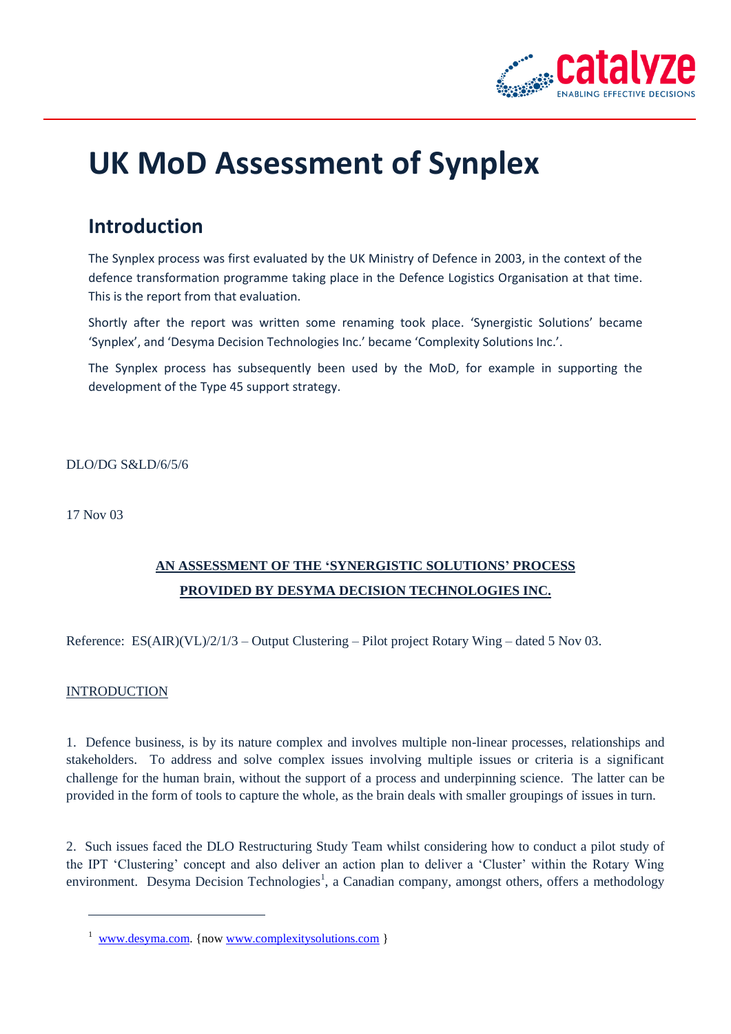# UK MoD Assessment of Synplex

## Introduction

The Synplex process was first evaluated by the UK Ministry of Defence in 2003, in the context of the defence transformation programme taking place in the Defence Logistics Organisation at that time. This is the report from that evaluation.

Shortly after the report was written some renaming took place. 'Synergistic Solutions' became 'Synplex', and 'Desyma Decision Technologies Inc.' became 'Complexity Solutions Inc.'.

The Synplex process has subsequently been used by the MoD, for example in supporting the development of the Type 45 support strategy.

DLO/DG S&LD/6/5/6

17 Nov 03

**AN ASSESSMENT OF THE 'SYNERGISTIC SOLUTIONS' PROCESS PROVIDED BY DESYMA DECISION TECHNOLOGIES INC.**

Reference: ES(AIR)(VL)/2/1/3 – Output Clustering – Pilot project Rotary Wing – dated 5 Nov 03.

INTRODUCTION

1. Defence business, is by its nature complex and involves multiple non-linear processes, relationships and stakeholders. To address and solve complex issues involving multiple issues or criteria is a significant challenge for the human brain, without the support of a process and underpinning science. The latter can be provided in the form of tools to capture the whole, as the brain deals with smaller groupings of issues in turn.

2. Such issues faced the DLO Restructuring Study Team whilst considering how to conduct a pilot study of the IPT 'Clustering' concept and also deliver an action plan to deliver a 'Cluster' within the Rotary Wing environment. Desyma Decision Technologies[1], a Canadian company, amongst others, offers a methodology

[1] www.desyma.com. {now www.complexitysolutions.com }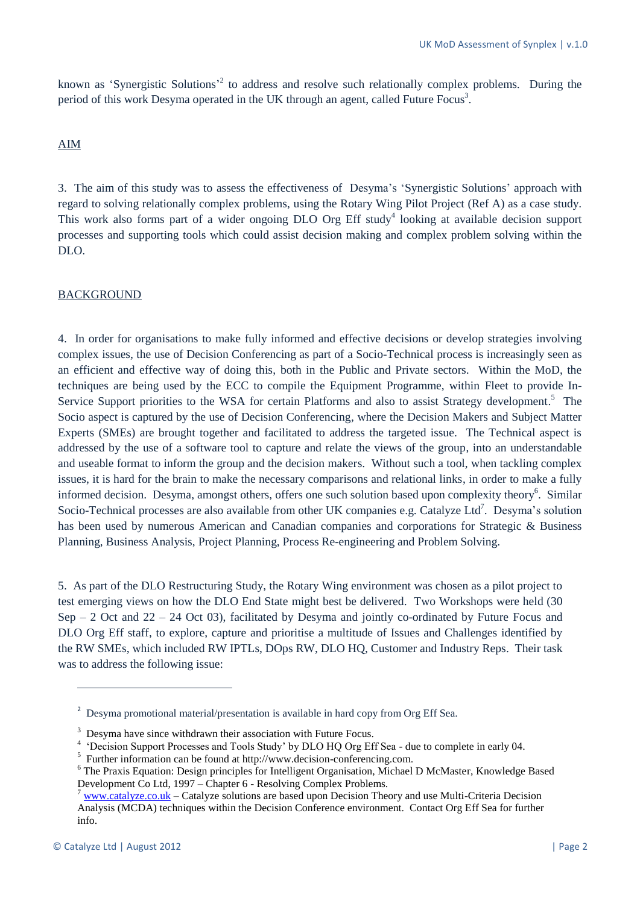known as 'Synergistic Solutions'[2] to address and resolve such relationally complex problems. During the period of this work Desyma operated in the UK through an agent, called Future Focus[3].

## AIM

3. The aim of this study was to assess the effectiveness of Desyma's 'Synergistic Solutions' approach with regard to solving relationally complex problems, using the Rotary Wing Pilot Project (Ref A) as a case study. This work also forms part of a wider ongoing DLO Org Eff study[4] looking at available decision support processes and supporting tools which could assist decision making and complex problem solving within the DLO.

## BACKGROUND

4. In order for organisations to make fully informed and effective decisions or develop strategies involving complex issues, the use of Decision Conferencing as part of a Socio-Technical process is increasingly seen as an efficient and effective way of doing this, both in the Public and Private sectors. Within the MoD, the techniques are being used by the ECC to compile the Equipment Programme, within Fleet to provide In-Service Support priorities to the WSA for certain Platforms and also to assist Strategy development.[5] The Socio aspect is captured by the use of Decision Conferencing, where the Decision Makers and Subject Matter Experts (SMEs) are brought together and facilitated to address the targeted issue. The Technical aspect is addressed by the use of a software tool to capture and relate the views of the group, into an understandable and useable format to inform the group and the decision makers. Without such a tool, when tackling complex issues, it is hard for the brain to make the necessary comparisons and relational links, in order to make a fully informed decision. Desyma, amongst others, offers one such solution based upon complexity theory[6]. Similar Socio-Technical processes are also available from other UK companies e.g. Catalyze Ltd[7]. Desyma's solution has been used by numerous American and Canadian companies and corporations for Strategic & Business Planning, Business Analysis, Project Planning, Process Re-engineering and Problem Solving.

5. As part of the DLO Restructuring Study, the Rotary Wing environment was chosen as a pilot project to test emerging views on how the DLO End State might best be delivered. Two Workshops were held (30 Sep – 2 Oct and 22 – 24 Oct 03), facilitated by Desyma and jointly co-ordinated by Future Focus and DLO Org Eff staff, to explore, capture and prioritise a multitude of Issues and Challenges identified by the RW SMEs, which included RW IPTLs, DOps RW, DLO HQ, Customer and Industry Reps. Their task was to address the following issue:

---

[2] Desyma promotional material/presentation is available in hard copy from Org Eff Sea.

[3] Desyma have since withdrawn their association with Future Focus.

[4] 'Decision Support Processes and Tools Study' by DLO HQ Org Eff Sea - due to complete in early 04.

[5] Further information can be found at http://www.decision-conferencing.com.

[6] The Praxis Equation: Design principles for Intelligent Organisation, Michael D McMaster, Knowledge Based Development Co Ltd, 1997 – Chapter 6 - Resolving Complex Problems.

[7] www.catalyze.co.uk – Catalyze solutions are based upon Decision Theory and use Multi-Criteria Decision Analysis (MCDA) techniques within the Decision Conference environment. Contact Org Eff Sea for further info.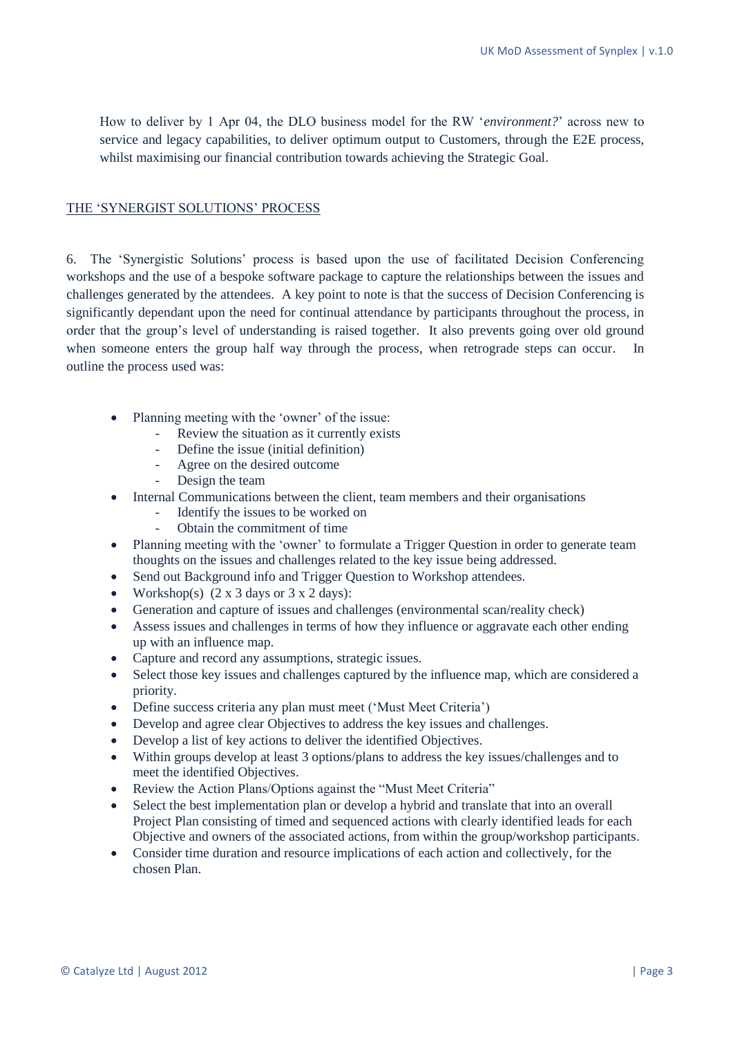How to deliver by 1 Apr 04, the DLO business model for the RW '*environment?*' across new to service and legacy capabilities, to deliver optimum output to Customers, through the E2E process, whilst maximising our financial contribution towards achieving the Strategic Goal.

## THE 'SYNERGIST SOLUTIONS' PROCESS

6. The 'Synergistic Solutions' process is based upon the use of facilitated Decision Conferencing workshops and the use of a bespoke software package to capture the relationships between the issues and challenges generated by the attendees. A key point to note is that the success of Decision Conferencing is significantly dependant upon the need for continual attendance by participants throughout the process, in order that the group's level of understanding is raised together. It also prevents going over old ground when someone enters the group half way through the process, when retrograde steps can occur. In outline the process used was:

- Planning meeting with the 'owner' of the issue:
  - Review the situation as it currently exists
  - Define the issue (initial definition)
  - Agree on the desired outcome
  - Design the team
- Internal Communications between the client, team members and their organisations
  - Identify the issues to be worked on
  - Obtain the commitment of time
- Planning meeting with the 'owner' to formulate a Trigger Question in order to generate team thoughts on the issues and challenges related to the key issue being addressed.
- Send out Background info and Trigger Question to Workshop attendees.
- Workshop(s) (2 x 3 days or 3 x 2 days):
- Generation and capture of issues and challenges (environmental scan/reality check)
- Assess issues and challenges in terms of how they influence or aggravate each other ending up with an influence map.
- Capture and record any assumptions, strategic issues.
- Select those key issues and challenges captured by the influence map, which are considered a priority.
- Define success criteria any plan must meet ('Must Meet Criteria')
- Develop and agree clear Objectives to address the key issues and challenges.
- Develop a list of key actions to deliver the identified Objectives.
- Within groups develop at least 3 options/plans to address the key issues/challenges and to meet the identified Objectives.
- Review the Action Plans/Options against the "Must Meet Criteria"
- Select the best implementation plan or develop a hybrid and translate that into an overall Project Plan consisting of timed and sequenced actions with clearly identified leads for each Objective and owners of the associated actions, from within the group/workshop participants.
- Consider time duration and resource implications of each action and collectively, for the chosen Plan.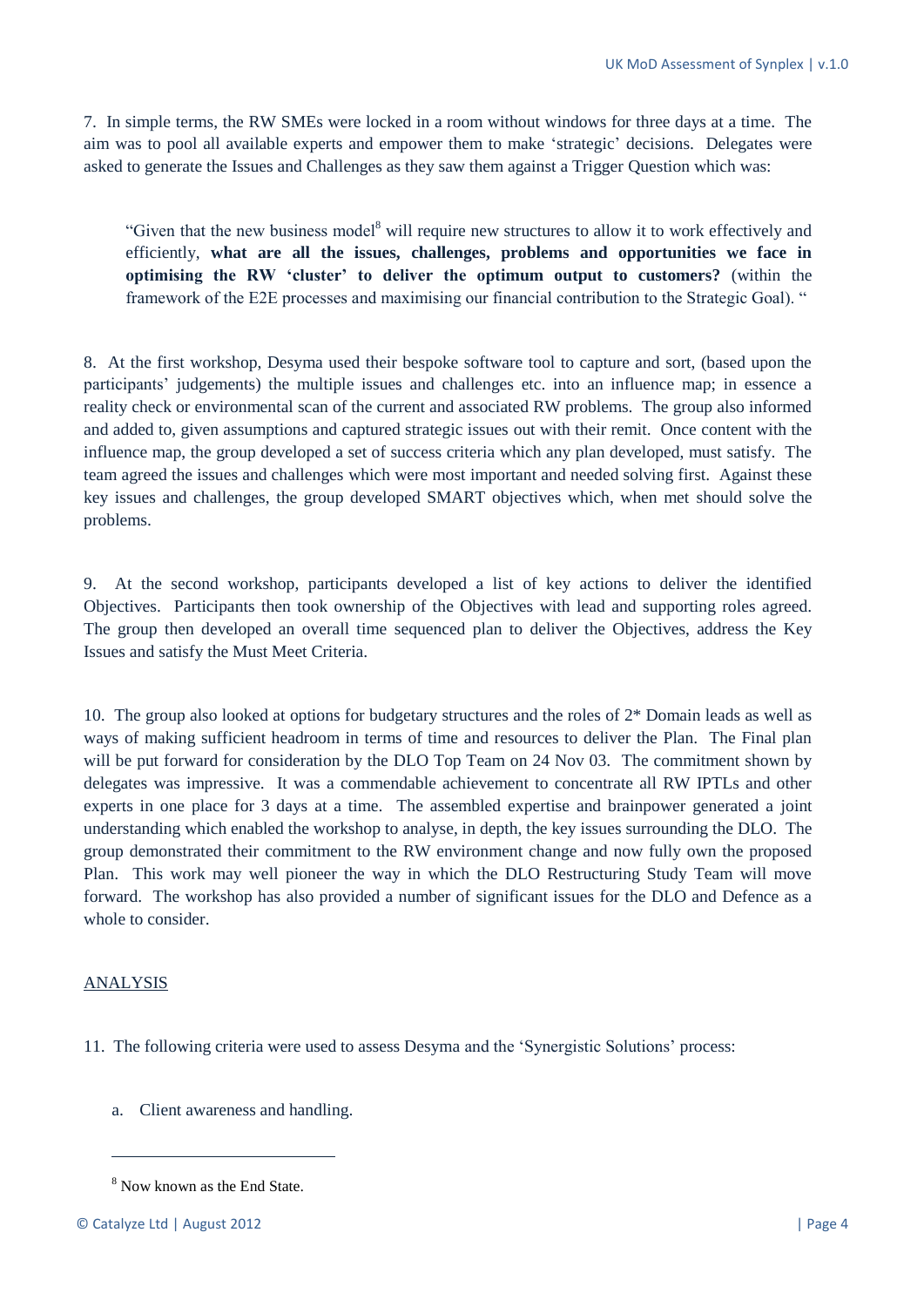7. In simple terms, the RW SMEs were locked in a room without windows for three days at a time. The aim was to pool all available experts and empower them to make 'strategic' decisions. Delegates were asked to generate the Issues and Challenges as they saw them against a Trigger Question which was:

> "Given that the new business model[8] will require new structures to allow it to work effectively and efficiently, **what are all the issues, challenges, problems and opportunities we face in optimising the RW 'cluster' to deliver the optimum output to customers?** (within the framework of the E2E processes and maximising our financial contribution to the Strategic Goal). "

8. At the first workshop, Desyma used their bespoke software tool to capture and sort, (based upon the participants' judgements) the multiple issues and challenges etc. into an influence map; in essence a reality check or environmental scan of the current and associated RW problems. The group also informed and added to, given assumptions and captured strategic issues out with their remit. Once content with the influence map, the group developed a set of success criteria which any plan developed, must satisfy. The team agreed the issues and challenges which were most important and needed solving first. Against these key issues and challenges, the group developed SMART objectives which, when met should solve the problems.

9. At the second workshop, participants developed a list of key actions to deliver the identified Objectives. Participants then took ownership of the Objectives with lead and supporting roles agreed. The group then developed an overall time sequenced plan to deliver the Objectives, address the Key Issues and satisfy the Must Meet Criteria.

10. The group also looked at options for budgetary structures and the roles of 2* Domain leads as well as ways of making sufficient headroom in terms of time and resources to deliver the Plan. The Final plan will be put forward for consideration by the DLO Top Team on 24 Nov 03. The commitment shown by delegates was impressive. It was a commendable achievement to concentrate all RW IPTLs and other experts in one place for 3 days at a time. The assembled expertise and brainpower generated a joint understanding which enabled the workshop to analyse, in depth, the key issues surrounding the DLO. The group demonstrated their commitment to the RW environment change and now fully own the proposed Plan. This work may well pioneer the way in which the DLO Restructuring Study Team will move forward. The workshop has also provided a number of significant issues for the DLO and Defence as a whole to consider.

## ANALYSIS

11. The following criteria were used to assess Desyma and the 'Synergistic Solutions' process:

   a. Client awareness and handling.

---

[8] Now known as the End State.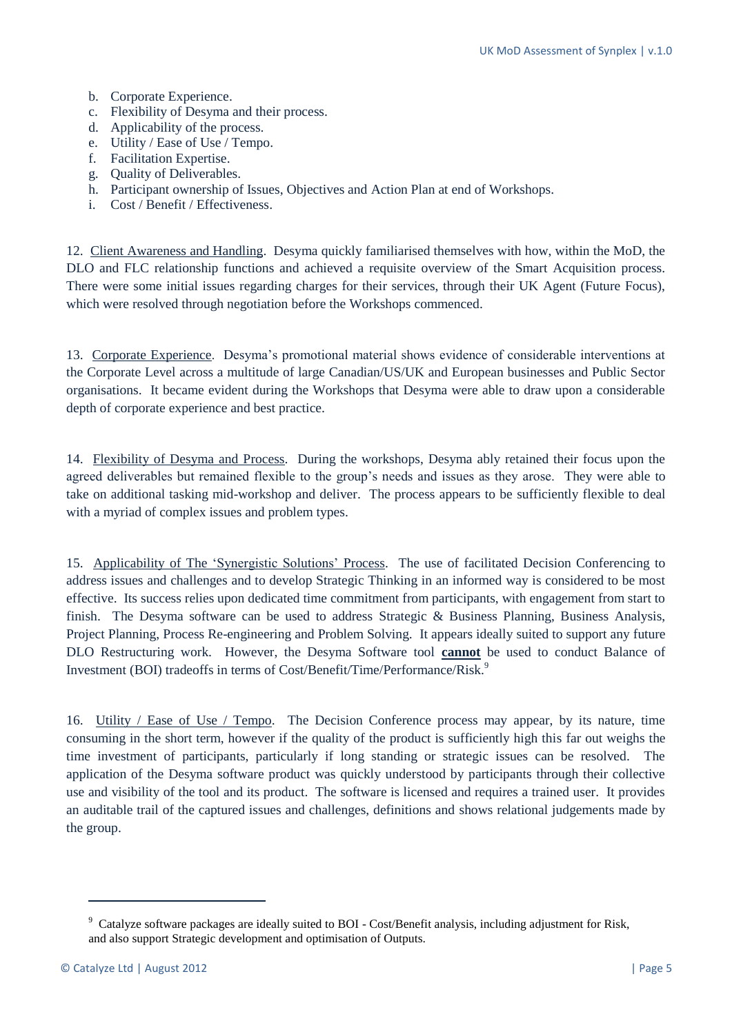b. Corporate Experience.
c. Flexibility of Desyma and their process.
d. Applicability of the process.
e. Utility / Ease of Use / Tempo.
f. Facilitation Expertise.
g. Quality of Deliverables.
h. Participant ownership of Issues, Objectives and Action Plan at end of Workshops.
i. Cost / Benefit / Effectiveness.

12. <u>Client Awareness and Handling</u>. Desyma quickly familiarised themselves with how, within the MoD, the DLO and FLC relationship functions and achieved a requisite overview of the Smart Acquisition process. There were some initial issues regarding charges for their services, through their UK Agent (Future Focus), which were resolved through negotiation before the Workshops commenced.

13. <u>Corporate Experience</u>. Desyma's promotional material shows evidence of considerable interventions at the Corporate Level across a multitude of large Canadian/US/UK and European businesses and Public Sector organisations. It became evident during the Workshops that Desyma were able to draw upon a considerable depth of corporate experience and best practice.

14. <u>Flexibility of Desyma and Process</u>. During the workshops, Desyma ably retained their focus upon the agreed deliverables but remained flexible to the group's needs and issues as they arose. They were able to take on additional tasking mid-workshop and deliver. The process appears to be sufficiently flexible to deal with a myriad of complex issues and problem types.

15. <u>Applicability of The 'Synergistic Solutions' Process</u>. The use of facilitated Decision Conferencing to address issues and challenges and to develop Strategic Thinking in an informed way is considered to be most effective. Its success relies upon dedicated time commitment from participants, with engagement from start to finish. The Desyma software can be used to address Strategic & Business Planning, Business Analysis, Project Planning, Process Re-engineering and Problem Solving. It appears ideally suited to support any future DLO Restructuring work. However, the Desyma Software tool **<u>cannot</u>** be used to conduct Balance of Investment (BOI) tradeoffs in terms of Cost/Benefit/Time/Performance/Risk.[9]

16. <u>Utility / Ease of Use / Tempo</u>. The Decision Conference process may appear, by its nature, time consuming in the short term, however if the quality of the product is sufficiently high this far out weighs the time investment of participants, particularly if long standing or strategic issues can be resolved. The application of the Desyma software product was quickly understood by participants through their collective use and visibility of the tool and its product. The software is licensed and requires a trained user. It provides an auditable trail of the captured issues and challenges, definitions and shows relational judgements made by the group.

---

[9] Catalyze software packages are ideally suited to BOI - Cost/Benefit analysis, including adjustment for Risk, and also support Strategic development and optimisation of Outputs.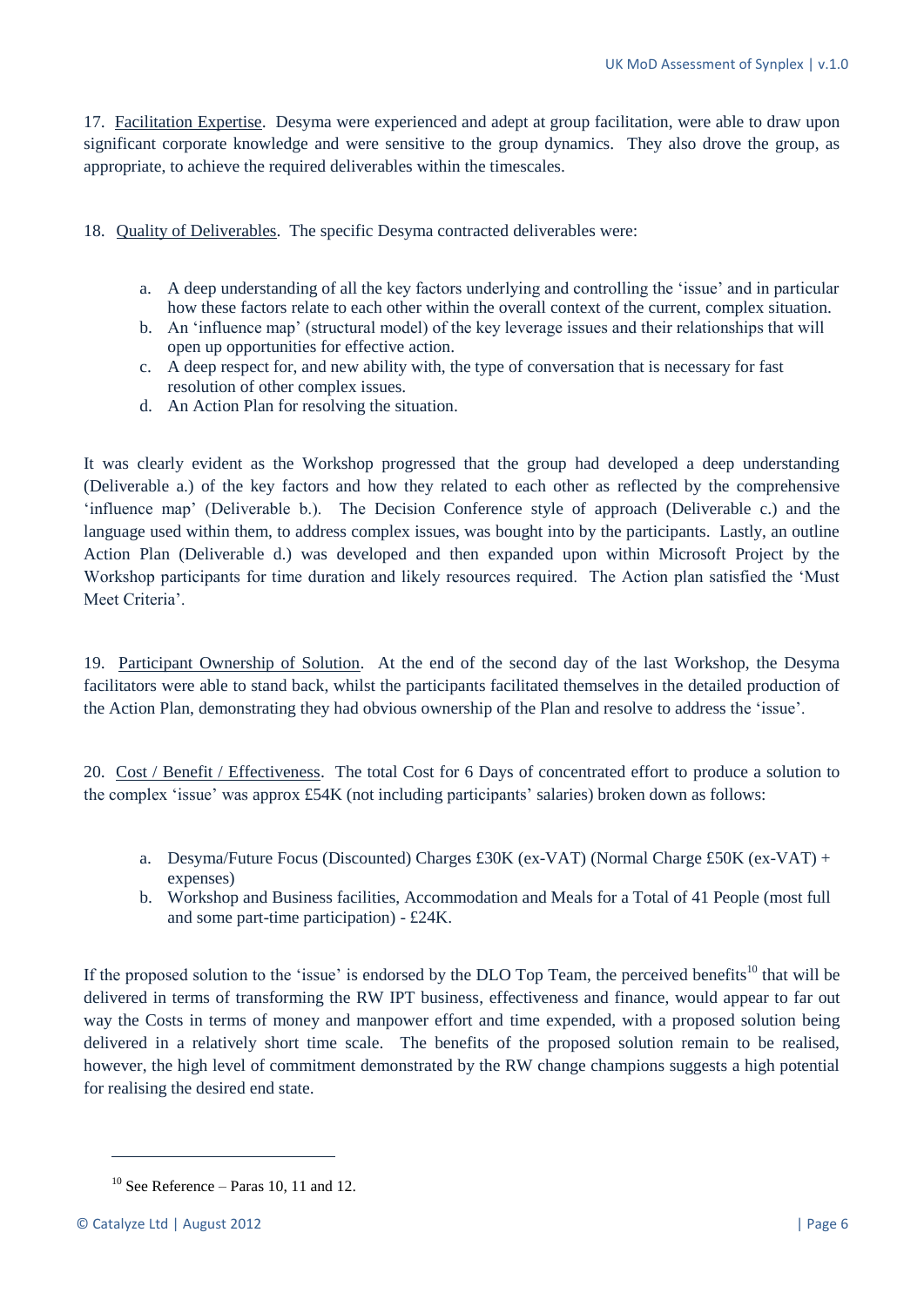17. <u>Facilitation Expertise</u>. Desyma were experienced and adept at group facilitation, were able to draw upon significant corporate knowledge and were sensitive to the group dynamics. They also drove the group, as appropriate, to achieve the required deliverables within the timescales.

18. <u>Quality of Deliverables</u>. The specific Desyma contracted deliverables were:

a. A deep understanding of all the key factors underlying and controlling the 'issue' and in particular how these factors relate to each other within the overall context of the current, complex situation.
b. An 'influence map' (structural model) of the key leverage issues and their relationships that will open up opportunities for effective action.
c. A deep respect for, and new ability with, the type of conversation that is necessary for fast resolution of other complex issues.
d. An Action Plan for resolving the situation.

It was clearly evident as the Workshop progressed that the group had developed a deep understanding (Deliverable a.) of the key factors and how they related to each other as reflected by the comprehensive 'influence map' (Deliverable b.). The Decision Conference style of approach (Deliverable c.) and the language used within them, to address complex issues, was bought into by the participants. Lastly, an outline Action Plan (Deliverable d.) was developed and then expanded upon within Microsoft Project by the Workshop participants for time duration and likely resources required. The Action plan satisfied the 'Must Meet Criteria'.

19. <u>Participant Ownership of Solution</u>. At the end of the second day of the last Workshop, the Desyma facilitators were able to stand back, whilst the participants facilitated themselves in the detailed production of the Action Plan, demonstrating they had obvious ownership of the Plan and resolve to address the 'issue'.

20. <u>Cost / Benefit / Effectiveness</u>. The total Cost for 6 Days of concentrated effort to produce a solution to the complex 'issue' was approx £54K (not including participants' salaries) broken down as follows:

a. Desyma/Future Focus (Discounted) Charges £30K (ex-VAT) (Normal Charge £50K (ex-VAT) + expenses)
b. Workshop and Business facilities, Accommodation and Meals for a Total of 41 People (most full and some part-time participation) - £24K.

If the proposed solution to the 'issue' is endorsed by the DLO Top Team, the perceived benefits[10] that will be delivered in terms of transforming the RW IPT business, effectiveness and finance, would appear to far out way the Costs in terms of money and manpower effort and time expended, with a proposed solution being delivered in a relatively short time scale. The benefits of the proposed solution remain to be realised, however, the high level of commitment demonstrated by the RW change champions suggests a high potential for realising the desired end state.

---

[10] See Reference – Paras 10, 11 and 12.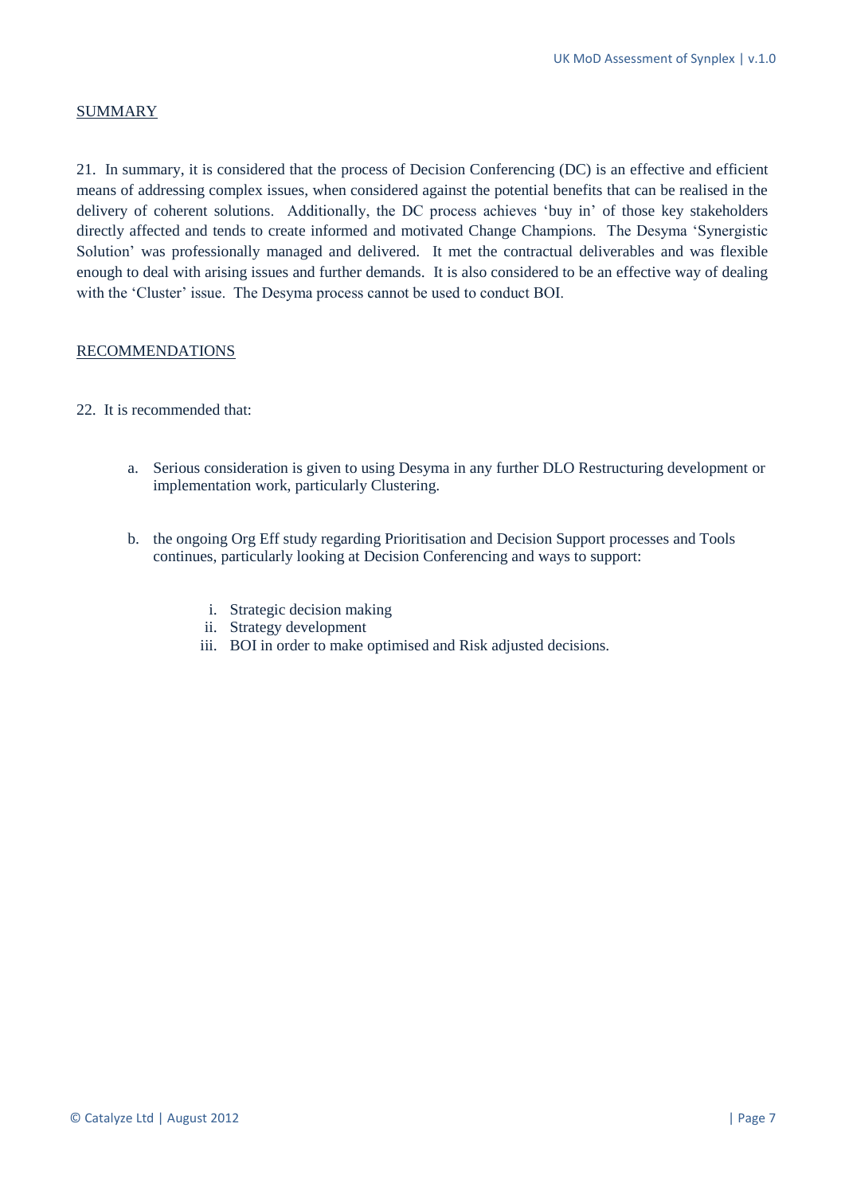## SUMMARY

21. In summary, it is considered that the process of Decision Conferencing (DC) is an effective and efficient means of addressing complex issues, when considered against the potential benefits that can be realised in the delivery of coherent solutions. Additionally, the DC process achieves 'buy in' of those key stakeholders directly affected and tends to create informed and motivated Change Champions. The Desyma 'Synergistic Solution' was professionally managed and delivered. It met the contractual deliverables and was flexible enough to deal with arising issues and further demands. It is also considered to be an effective way of dealing with the 'Cluster' issue. The Desyma process cannot be used to conduct BOI.

## RECOMMENDATIONS

22. It is recommended that:

   a. Serious consideration is given to using Desyma in any further DLO Restructuring development or implementation work, particularly Clustering.

   b. the ongoing Org Eff study regarding Prioritisation and Decision Support processes and Tools continues, particularly looking at Decision Conferencing and ways to support:

      i. Strategic decision making
      ii. Strategy development
      iii. BOI in order to make optimised and Risk adjusted decisions.